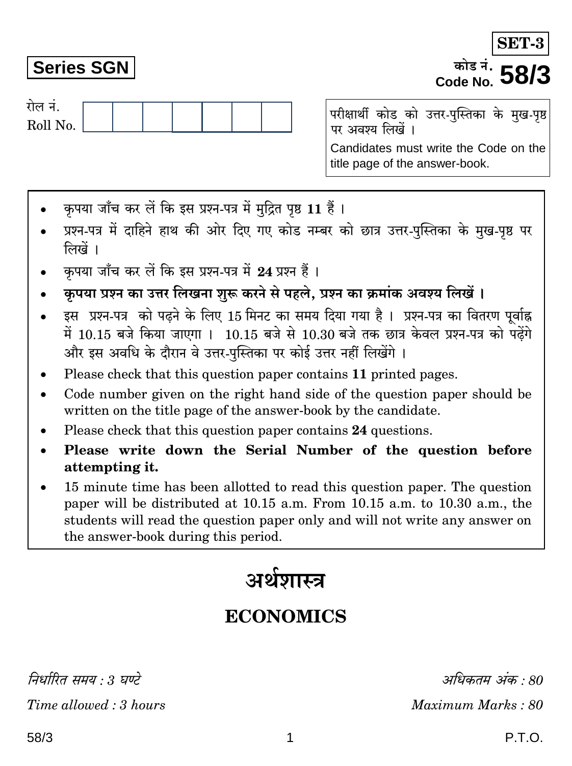**SET-3**

**Series SGN**

कोड नं.
Code No. **58/3**

रोल नं.
Roll No.

| | | | | | | |
|---|---|---|---|---|---|---|
| | | | | | | |

परीक्षार्थी कोड को उत्तर-पुस्तिका के मुख-पृष्ठ पर अवश्य लिखें ।

Candidates must write the Code on the title page of the answer-book.

- कृपया जाँच कर लें कि इस प्रश्न-पत्र में मुद्रित पृष्ठ **11** हैं ।
- प्रश्न-पत्र में दाहिने हाथ की ओर दिए गए कोड नम्बर को छात्र उत्तर-पुस्तिका के मुख-पृष्ठ पर लिखें ।
- कृपया जाँच कर लें कि इस प्रश्न-पत्र में **24** प्रश्न हैं ।
- **कृपया प्रश्न का उत्तर लिखना शुरू करने से पहले, प्रश्न का क्रमांक अवश्य लिखें ।**
- इस प्रश्न-पत्र को पढ़ने के लिए 15 मिनट का समय दिया गया है । प्रश्न-पत्र का वितरण पूर्वाह्न में 10.15 बजे किया जाएगा । 10.15 बजे से 10.30 बजे तक छात्र केवल प्रश्न-पत्र को पढ़ेंगे और इस अवधि के दौरान वे उत्तर-पुस्तिका पर कोई उत्तर नहीं लिखेंगे ।
- Please check that this question paper contains **11** printed pages.
- Code number given on the right hand side of the question paper should be written on the title page of the answer-book by the candidate.
- Please check that this question paper contains **24** questions.
- **Please write down the Serial Number of the question before attempting it.**
- 15 minute time has been allotted to read this question paper. The question paper will be distributed at 10.15 a.m. From 10.15 a.m. to 10.30 a.m., the students will read the question paper only and will not write any answer on the answer-book during this period.

# अर्थशास्त्र

# ECONOMICS

*निर्धारित समय : 3 घण्टे* | *अधिकतम अंक : 80*

*Time allowed : 3 hours* | *Maximum Marks : 80*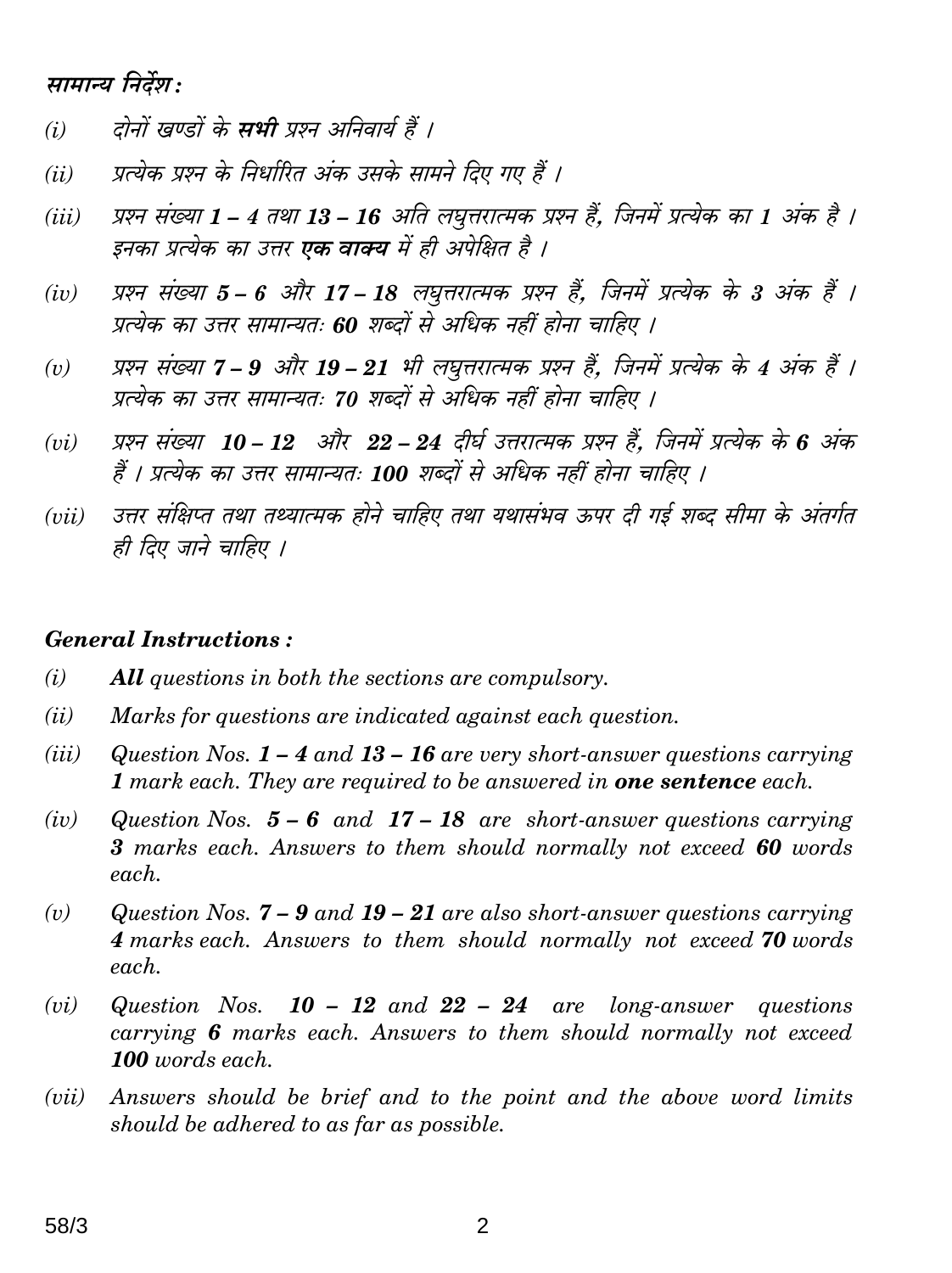### सामान्य निर्देश :

*(i)* दोनों खण्डों के **सभी** प्रश्न अनिवार्य हैं ।

*(ii)* प्रत्येक प्रश्न के निर्धारित अंक उसके सामने दिए गए हैं ।

*(iii)* प्रश्न संख्या **1 – 4** तथा **13 – 16** अति लघुत्तरात्मक प्रश्न हैं, जिनमें प्रत्येक का **1** अंक है । इनका प्रत्येक का उत्तर **एक वाक्य** में ही अपेक्षित है ।

*(iv)* प्रश्न संख्या **5 – 6** और **17 – 18** लघुत्तरात्मक प्रश्न हैं, जिनमें प्रत्येक के **3** अंक हैं । प्रत्येक का उत्तर सामान्यतः **60** शब्दों से अधिक नहीं होना चाहिए ।

*(v)* प्रश्न संख्या **7 – 9** और **19 – 21** भी लघुत्तरात्मक प्रश्न हैं, जिनमें प्रत्येक के **4** अंक हैं । प्रत्येक का उत्तर सामान्यतः **70** शब्दों से अधिक नहीं होना चाहिए ।

*(vi)* प्रश्न संख्या **10 – 12** और **22 – 24** दीर्घ उत्तरात्मक प्रश्न हैं, जिनमें प्रत्येक के **6** अंक हैं । प्रत्येक का उत्तर सामान्यतः **100** शब्दों से अधिक नहीं होना चाहिए ।

*(vii)* उत्तर संक्षिप्त तथा तथ्यात्मक होने चाहिए तथा यथासंभव ऊपर दी गई शब्द सीमा के अंतर्गत ही दिए जाने चाहिए ।

### *General Instructions :*

*(i)* ***All*** *questions in both the sections are compulsory.*

*(ii)* *Marks for questions are indicated against each question.*

*(iii)* *Question Nos.* ***1 – 4*** *and* ***13 – 16*** *are very short-answer questions carrying* ***1*** *mark each. They are required to be answered in* ***one sentence*** *each.*

*(iv)* *Question Nos.* ***5 – 6*** *and* ***17 – 18*** *are short-answer questions carrying* ***3*** *marks each. Answers to them should normally not exceed* ***60*** *words each.*

*(v)* *Question Nos.* ***7 – 9*** *and* ***19 – 21*** *are also short-answer questions carrying* ***4*** *marks each. Answers to them should normally not exceed* ***70*** *words each.*

*(vi)* *Question Nos.* ***10 – 12*** *and* ***22 – 24*** *are long-answer questions carrying* ***6*** *marks each. Answers to them should normally not exceed* ***100*** *words each.*

*(vii)* *Answers should be brief and to the point and the above word limits should be adhered to as far as possible.*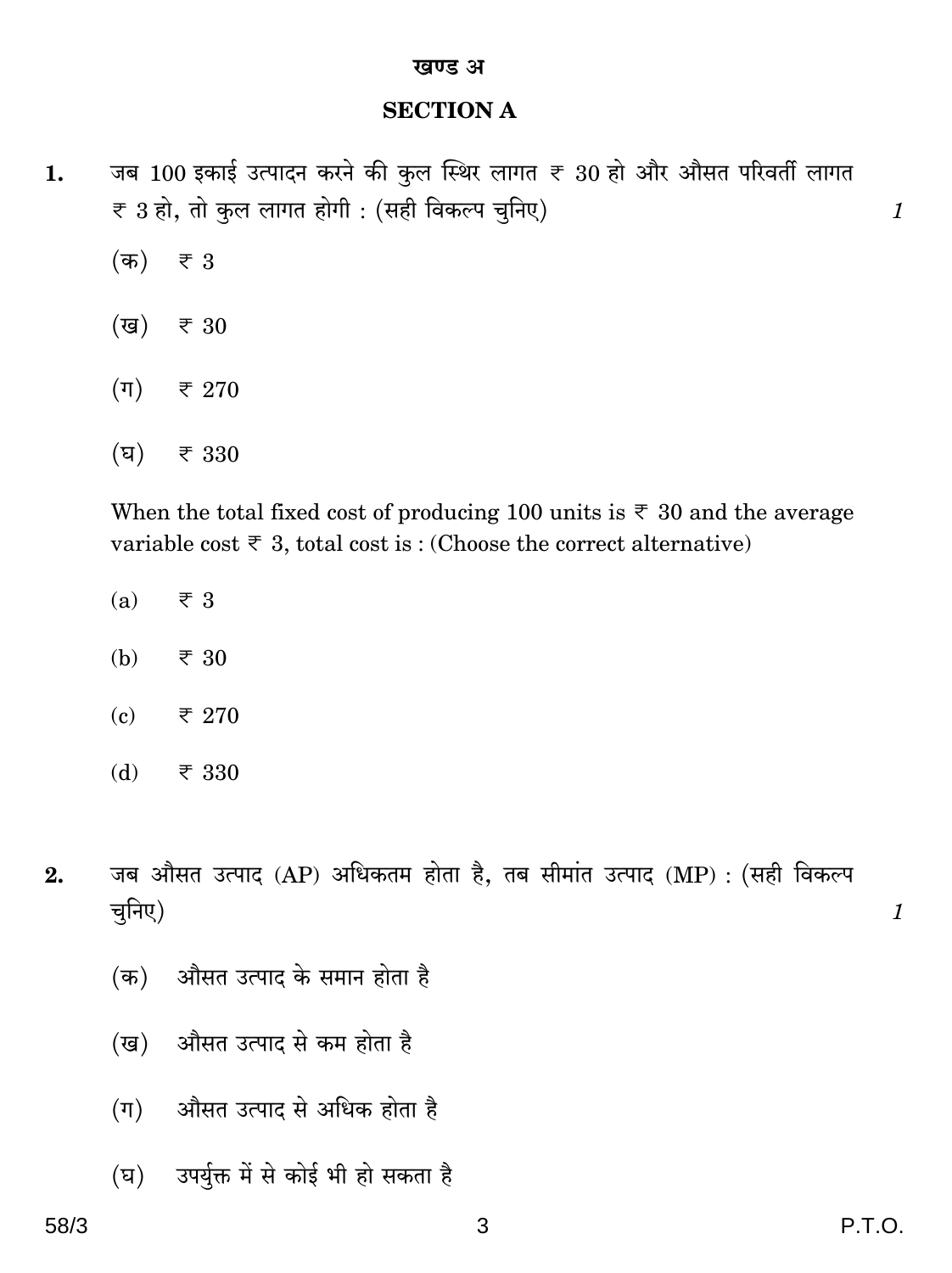## खण्ड अ

## SECTION A

**1.** जब 100 इकाई उत्पादन करने की कुल स्थिर लागत ₹ 30 हो और औसत परिवर्ती लागत ₹ 3 हो, तो कुल लागत होगी : (सही विकल्प चुनिए) *1*

(क) ₹ 3

(ख) ₹ 30

(ग) ₹ 270

(घ) ₹ 330

When the total fixed cost of producing 100 units is ₹ 30 and the average variable cost ₹ 3, total cost is : (Choose the correct alternative)

(a) ₹ 3

(b) ₹ 30

(c) ₹ 270

(d) ₹ 330

**2.** जब औसत उत्पाद (AP) अधिकतम होता है, तब सीमांत उत्पाद (MP) : (सही विकल्प चुनिए) *1*

(क) औसत उत्पाद के समान होता है

(ख) औसत उत्पाद से कम होता है

(ग) औसत उत्पाद से अधिक होता है

(घ) उपर्युक्त में से कोई भी हो सकता है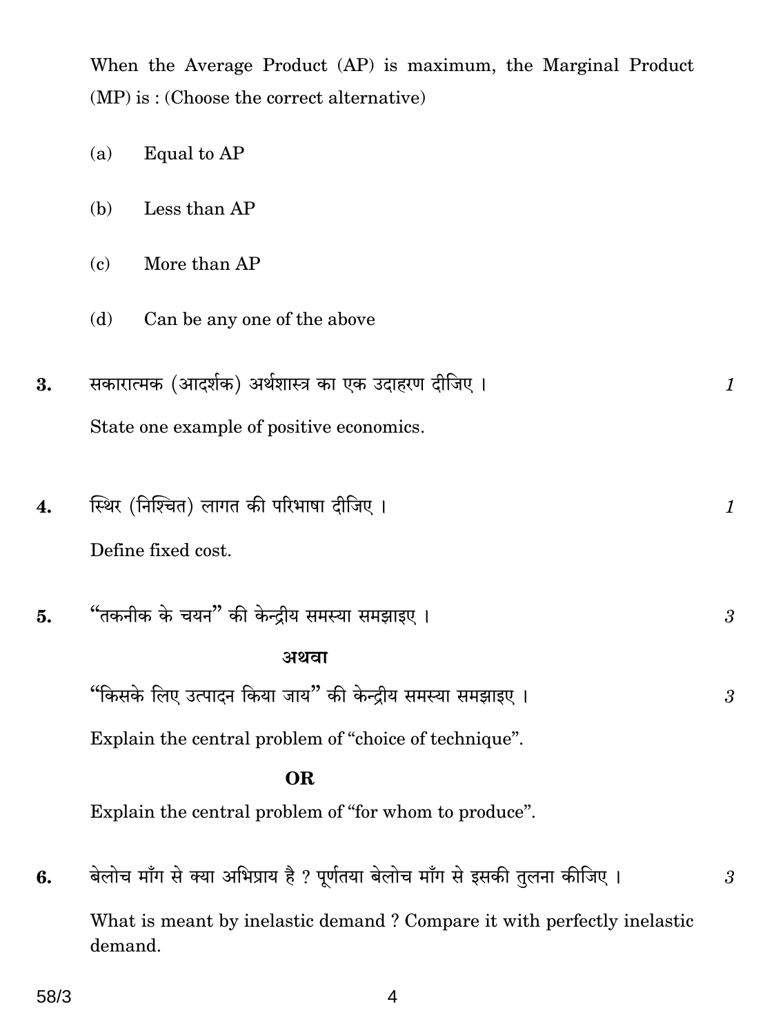When the Average Product (AP) is maximum, the Marginal Product (MP) is : (Choose the correct alternative)

(a) Equal to AP

(b) Less than AP

(c) More than AP

(d) Can be any one of the above

**3.** सकारात्मक (आदर्शक) अर्थशास्त्र का एक उदाहरण दीजिए । *1*

State one example of positive economics.

**4.** स्थिर (निश्चित) लागत की परिभाषा दीजिए । *1*

Define fixed cost.

**5.** "तकनीक के चयन" की केन्द्रीय समस्या समझाइए । *3*

**अथवा**

"किसके लिए उत्पादन किया जाय" की केन्द्रीय समस्या समझाइए । *3*

Explain the central problem of "choice of technique".

**OR**

Explain the central problem of "for whom to produce".

**6.** बेलोच माँग से क्या अभिप्राय है ? पूर्णतया बेलोच माँग से इसकी तुलना कीजिए । *3*

What is meant by inelastic demand ? Compare it with perfectly inelastic demand.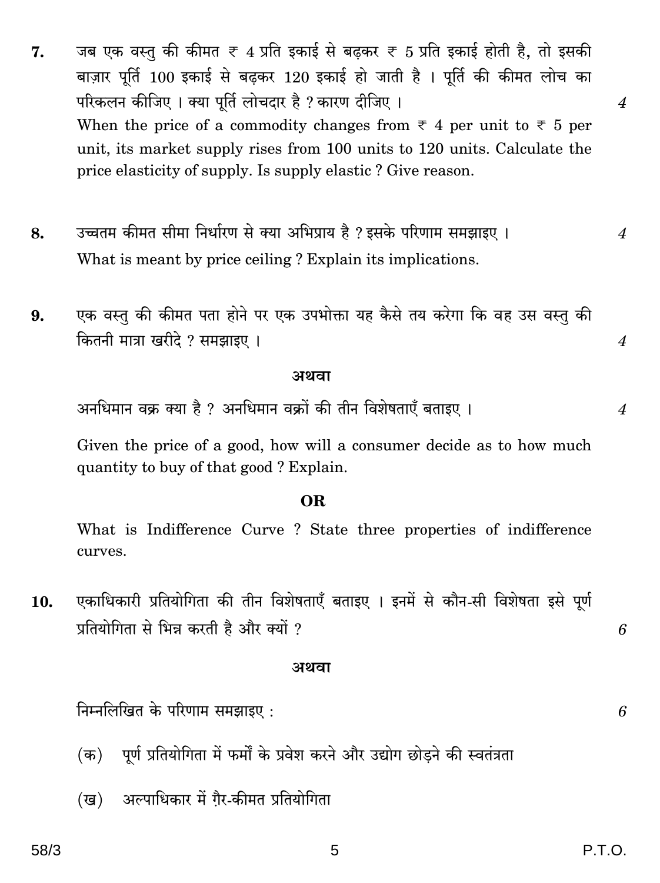**7.** जब एक वस्तु की कीमत ₹ 4 प्रति इकाई से बढ़कर ₹ 5 प्रति इकाई होती है, तो इसकी बाज़ार पूर्ति 100 इकाई से बढ़कर 120 इकाई हो जाती है । पूर्ति की कीमत लोच का परिकलन कीजिए । क्या पूर्ति लोचदार है ? कारण दीजिए । *4*

When the price of a commodity changes from ₹ 4 per unit to ₹ 5 per unit, its market supply rises from 100 units to 120 units. Calculate the price elasticity of supply. Is supply elastic ? Give reason.

**8.** उच्चतम कीमत सीमा निर्धारण से क्या अभिप्राय है ? इसके परिणाम समझाइए । *4*

What is meant by price ceiling ? Explain its implications.

**9.** एक वस्तु की कीमत पता होने पर एक उपभोक्ता यह कैसे तय करेगा कि वह उस वस्तु की कितनी मात्रा खरीदे ? समझाइए । *4*

**अथवा**

अनधिमान वक्र क्या है ? अनधिमान वक्रों की तीन विशेषताएँ बताइए । *4*

Given the price of a good, how will a consumer decide as to how much quantity to buy of that good ? Explain.

**OR**

What is Indifference Curve ? State three properties of indifference curves.

**10.** एकाधिकारी प्रतियोगिता की तीन विशेषताएँ बताइए । इनमें से कौन-सी विशेषता इसे पूर्ण प्रतियोगिता से भिन्न करती है और क्यों ? *6*

**अथवा**

निम्नलिखित के परिणाम समझाइए : *6*

(क) पूर्ण प्रतियोगिता में फर्मों के प्रवेश करने और उद्योग छोड़ने की स्वतंत्रता

(ख) अल्पाधिकार में ग़ैर-कीमत प्रतियोगिता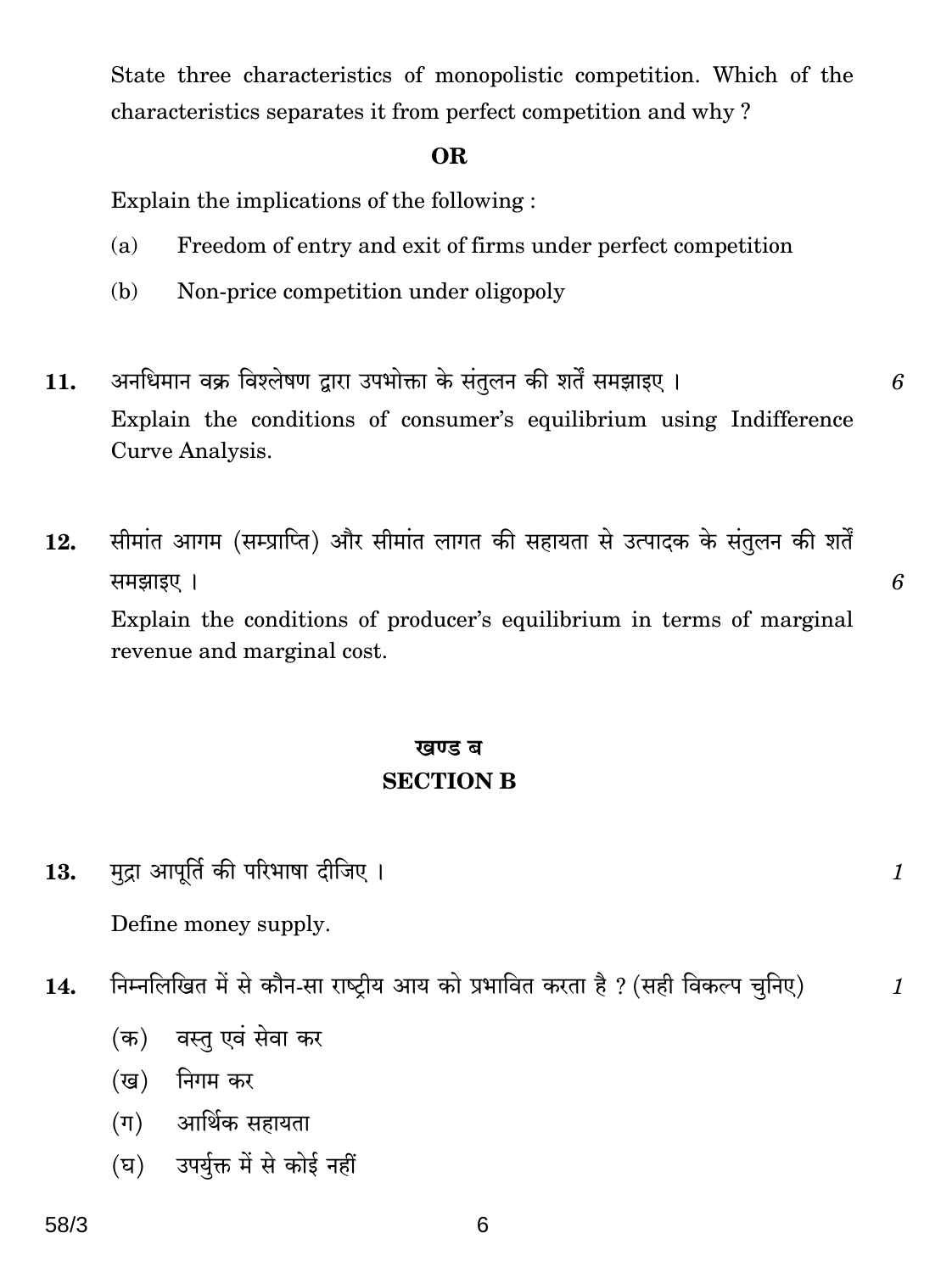State three characteristics of monopolistic competition. Which of the characteristics separates it from perfect competition and why ?

**OR**

Explain the implications of the following :

(a) Freedom of entry and exit of firms under perfect competition

(b) Non-price competition under oligopoly

**11.** अनधिमान वक्र विश्लेषण द्वारा उपभोक्ता के संतुलन की शर्तें समझाइए । *6*

Explain the conditions of consumer's equilibrium using Indifference Curve Analysis.

**12.** सीमांत आगम (सम्प्राप्ति) और सीमांत लागत की सहायता से उत्पादक के संतुलन की शर्तें समझाइए । *6*

Explain the conditions of producer's equilibrium in terms of marginal revenue and marginal cost.

## खण्ड ब
## SECTION B

**13.** मुद्रा आपूर्ति की परिभाषा दीजिए । *1*

Define money supply.

**14.** निम्नलिखित में से कौन-सा राष्ट्रीय आय को प्रभावित करता है ? (सही विकल्प चुनिए) *1*

(क) वस्तु एवं सेवा कर

(ख) निगम कर

(ग) आर्थिक सहायता

(घ) उपर्युक्त में से कोई नहीं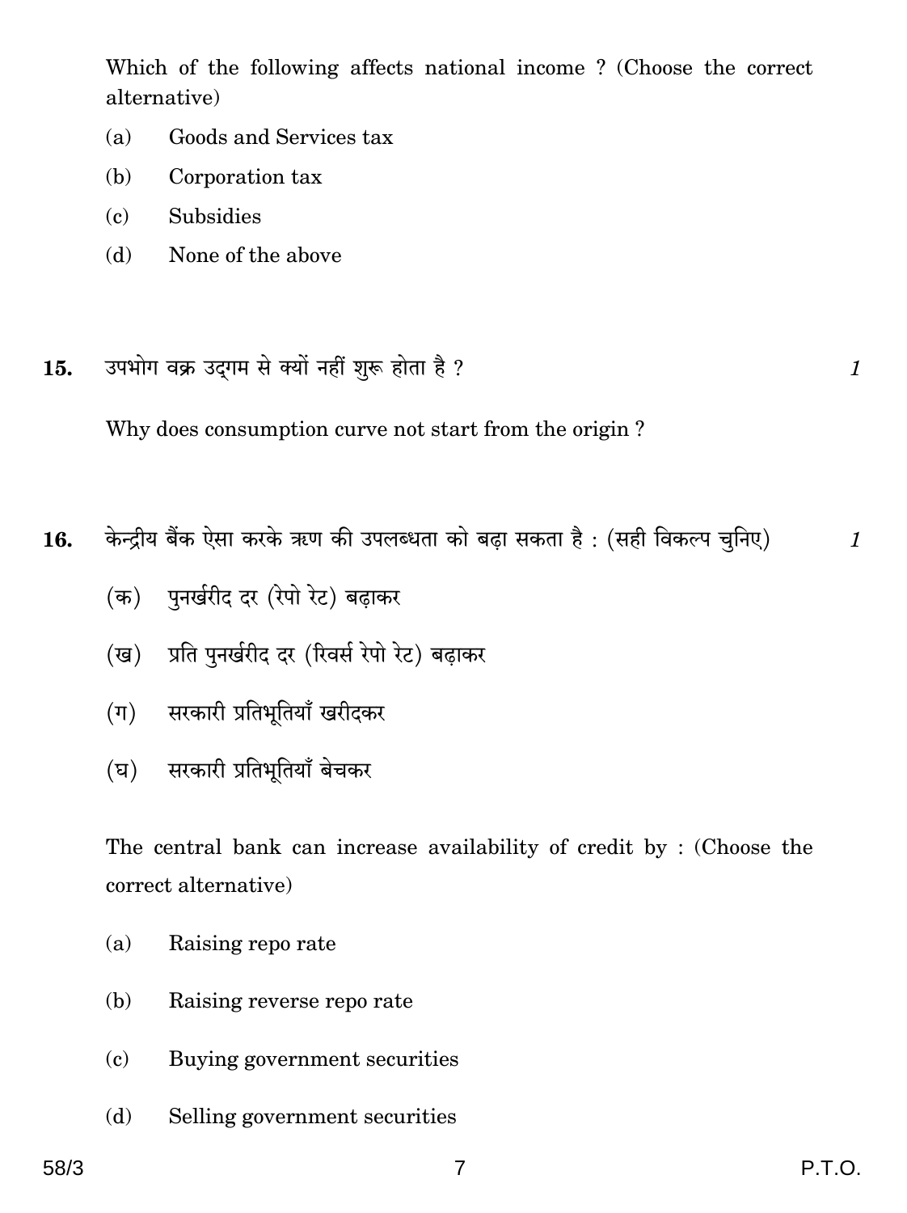Which of the following affects national income ? (Choose the correct alternative)

(a) Goods and Services tax

(b) Corporation tax

(c) Subsidies

(d) None of the above

**15.** उपभोग वक्र उद्‌गम से क्यों नहीं शुरू होता है ? *1*

Why does consumption curve not start from the origin ?

**16.** केन्द्रीय बैंक ऐसा करके ऋण की उपलब्धता को बढ़ा सकता है : (सही विकल्प चुनिए) *1*

(क) पुनर्खरीद दर (रेपो रेट) बढ़ाकर

(ख) प्रति पुनर्खरीद दर (रिवर्स रेपो रेट) बढ़ाकर

(ग) सरकारी प्रतिभूतियाँ खरीदकर

(घ) सरकारी प्रतिभूतियाँ बेचकर

The central bank can increase availability of credit by : (Choose the correct alternative)

(a) Raising repo rate

(b) Raising reverse repo rate

(c) Buying government securities

(d) Selling government securities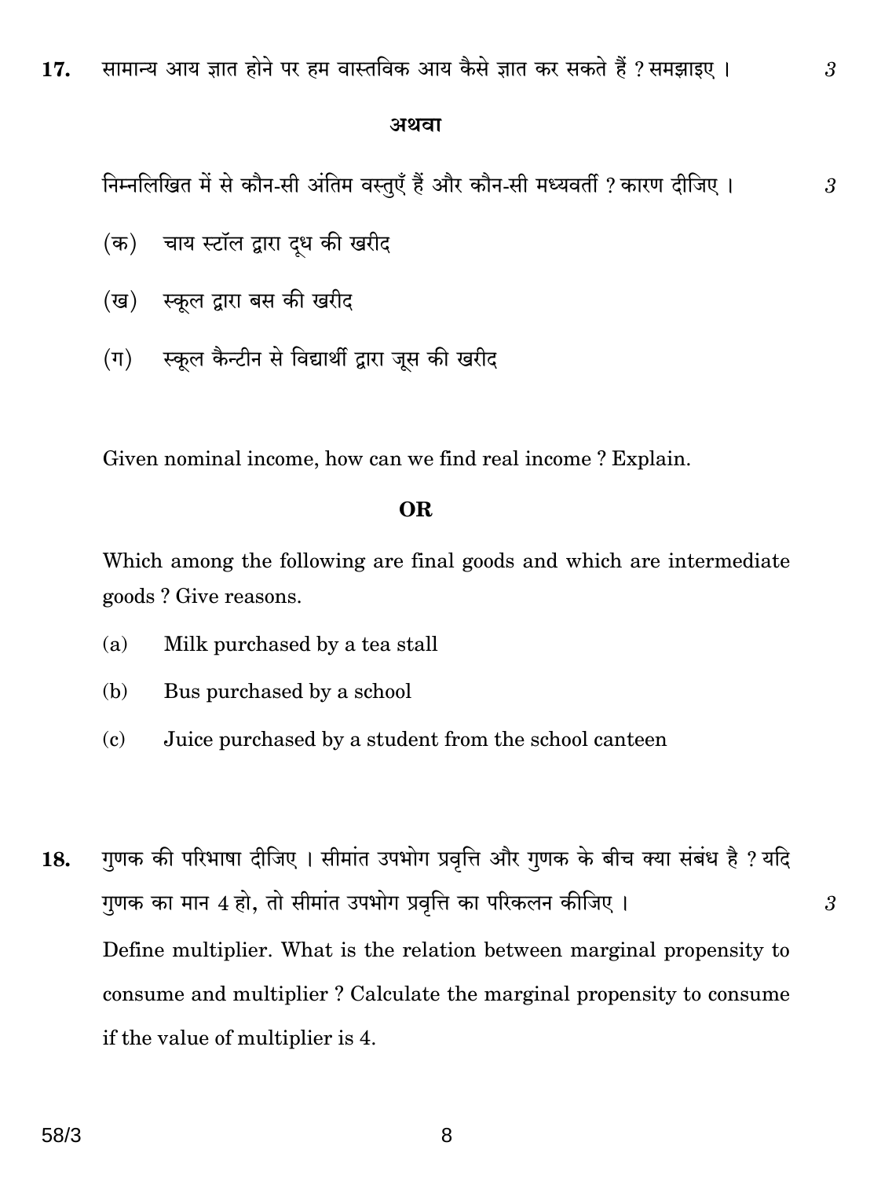17. सामान्य आय ज्ञात होने पर हम वास्तविक आय कैसे ज्ञात कर सकते हैं ? समझाइए । 3

**अथवा**

निम्नलिखित में से कौन-सी अंतिम वस्तुएँ हैं और कौन-सी मध्यवर्ती ? कारण दीजिए । 3

(क) चाय स्टॉल द्वारा दूध की खरीद

(ख) स्कूल द्वारा बस की खरीद

(ग) स्कूल कैन्टीन से विद्यार्थी द्वारा जूस की खरीद

Given nominal income, how can we find real income ? Explain.

**OR**

Which among the following are final goods and which are intermediate goods ? Give reasons.

(a) Milk purchased by a tea stall

(b) Bus purchased by a school

(c) Juice purchased by a student from the school canteen

18. गुणक की परिभाषा दीजिए । सीमांत उपभोग प्रवृत्ति और गुणक के बीच क्या संबंध है ? यदि गुणक का मान 4 हो, तो सीमांत उपभोग प्रवृत्ति का परिकलन कीजिए । 3

Define multiplier. What is the relation between marginal propensity to consume and multiplier ? Calculate the marginal propensity to consume if the value of multiplier is 4.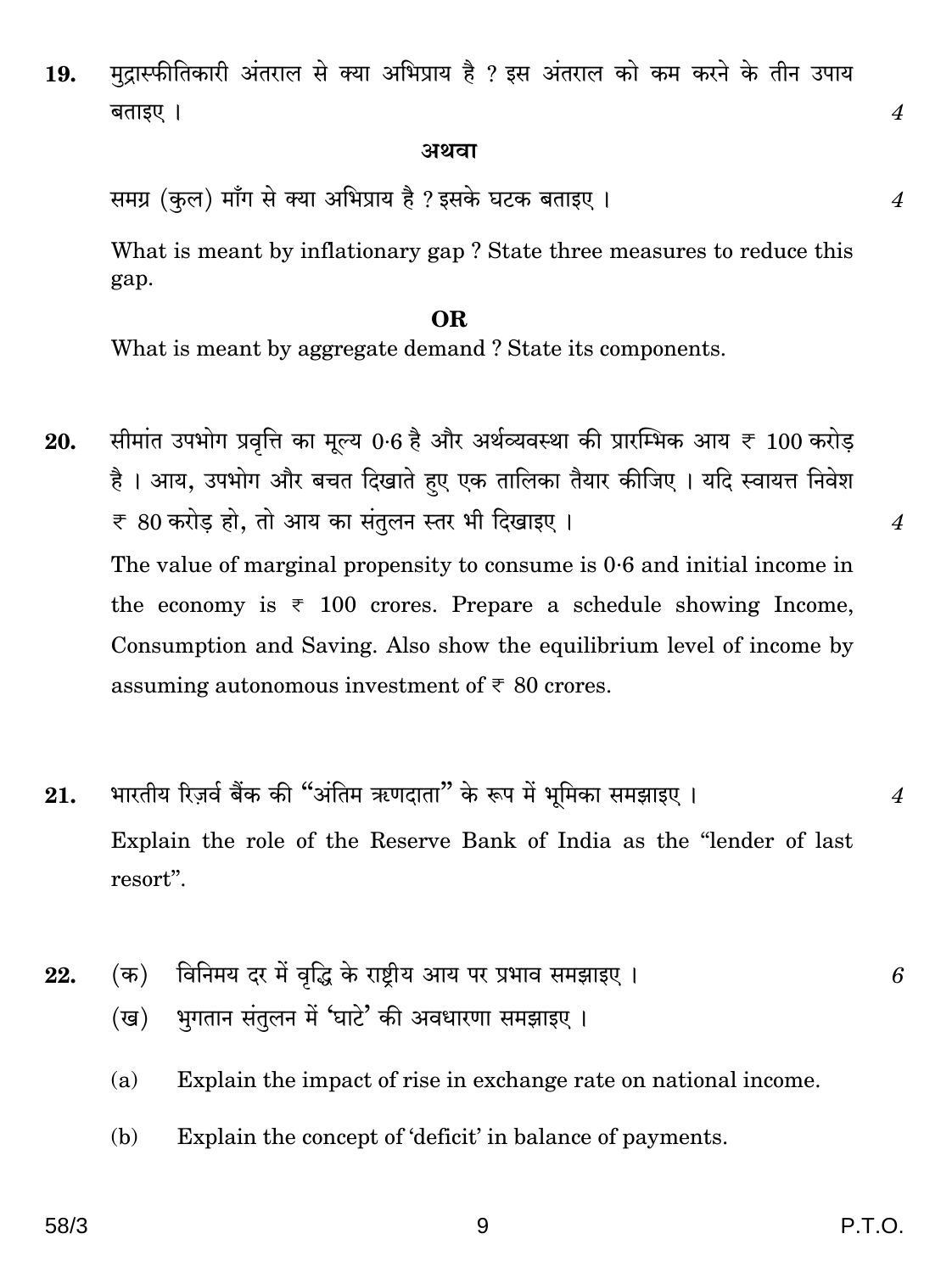19. मुद्रास्फीतिकारी अंतराल से क्या अभिप्राय है ? इस अंतराल को कम करने के तीन उपाय बताइए । *4*

**अथवा**

समग्र (कुल) माँग से क्या अभिप्राय है ? इसके घटक बताइए । *4*

What is meant by inflationary gap ? State three measures to reduce this gap.

**OR**

What is meant by aggregate demand ? State its components.

20. सीमांत उपभोग प्रवृत्ति का मूल्य 0·6 है और अर्थव्यवस्था की प्रारम्भिक आय ₹ 100 करोड़ है । आय, उपभोग और बचत दिखाते हुए एक तालिका तैयार कीजिए । यदि स्वायत्त निवेश ₹ 80 करोड़ हो, तो आय का संतुलन स्तर भी दिखाइए । *4*

The value of marginal propensity to consume is 0·6 and initial income in the economy is ₹ 100 crores. Prepare a schedule showing Income, Consumption and Saving. Also show the equilibrium level of income by assuming autonomous investment of ₹ 80 crores.

21. भारतीय रिज़र्व बैंक की "अंतिम ऋणदाता" के रूप में भूमिका समझाइए । *4*

Explain the role of the Reserve Bank of India as the "lender of last resort".

22. (क) विनिमय दर में वृद्धि के राष्ट्रीय आय पर प्रभाव समझाइए । *6*

(ख) भुगतान संतुलन में 'घाटे' की अवधारणा समझाइए ।

(a) Explain the impact of rise in exchange rate on national income.

(b) Explain the concept of 'deficit' in balance of payments.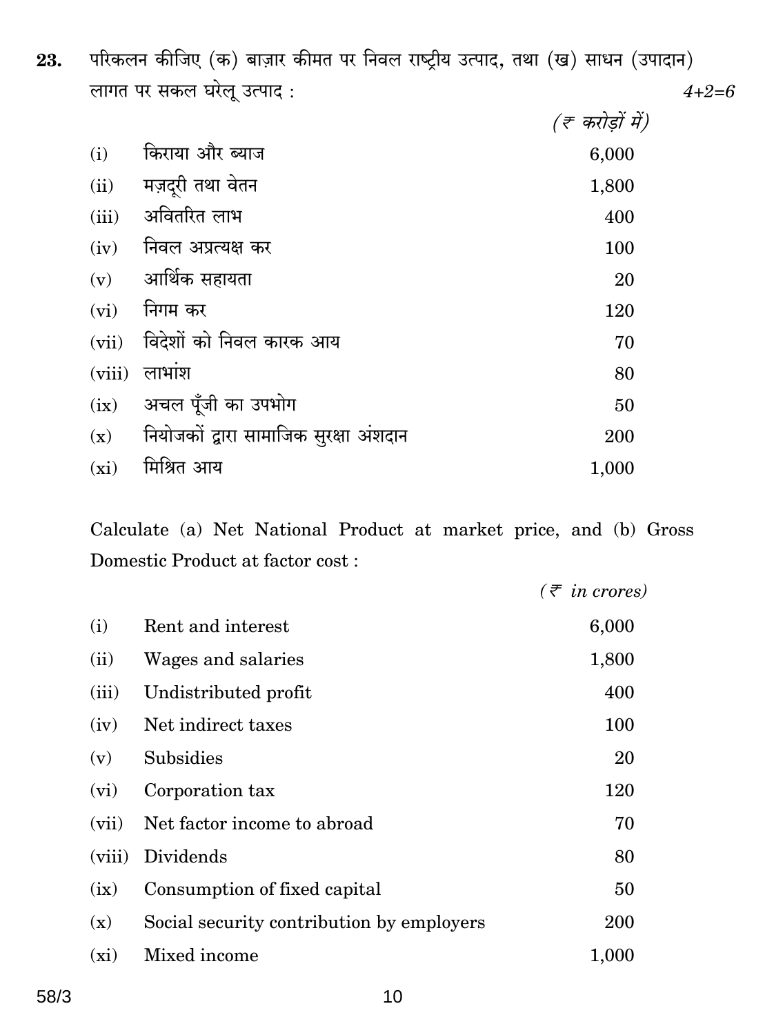**23.** परिकलन कीजिए (क) बाज़ार कीमत पर निवल राष्ट्रीय उत्पाद, तथा (ख) साधन (उपादान) लागत पर सकल घरेलू उत्पाद : *4+2=6*

| | | *(₹ करोड़ों में)* |
|---|---|---|
| (i) | किराया और ब्याज | 6,000 |
| (ii) | मज़दूरी तथा वेतन | 1,800 |
| (iii) | अवितरित लाभ | 400 |
| (iv) | निवल अप्रत्यक्ष कर | 100 |
| (v) | आर्थिक सहायता | 20 |
| (vi) | निगम कर | 120 |
| (vii) | विदेशों को निवल कारक आय | 70 |
| (viii) | लाभांश | 80 |
| (ix) | अचल पूँजी का उपभोग | 50 |
| (x) | नियोजकों द्वारा सामाजिक सुरक्षा अंशदान | 200 |
| (xi) | मिश्रित आय | 1,000 |

Calculate (a) Net National Product at market price, and (b) Gross Domestic Product at factor cost :

| | | *(₹ in crores)* |
|---|---|---|
| (i) | Rent and interest | 6,000 |
| (ii) | Wages and salaries | 1,800 |
| (iii) | Undistributed profit | 400 |
| (iv) | Net indirect taxes | 100 |
| (v) | Subsidies | 20 |
| (vi) | Corporation tax | 120 |
| (vii) | Net factor income to abroad | 70 |
| (viii) | Dividends | 80 |
| (ix) | Consumption of fixed capital | 50 |
| (x) | Social security contribution by employers | 200 |
| (xi) | Mixed income | 1,000 |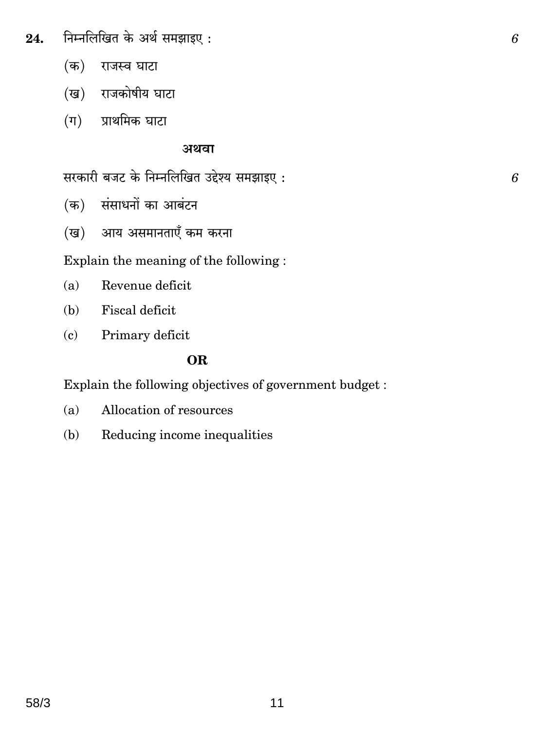**24.** निम्नलिखित के अर्थ समझाइए : 6

(क) राजस्व घाटा

(ख) राजकोषीय घाटा

(ग) प्राथमिक घाटा

**अथवा**

सरकारी बजट के निम्नलिखित उद्देश्य समझाइए : 6

(क) संसाधनों का आबंटन

(ख) आय असमानताएँ कम करना

Explain the meaning of the following :

(a) Revenue deficit

(b) Fiscal deficit

(c) Primary deficit

**OR**

Explain the following objectives of government budget :

(a) Allocation of resources

(b) Reducing income inequalities

58/3